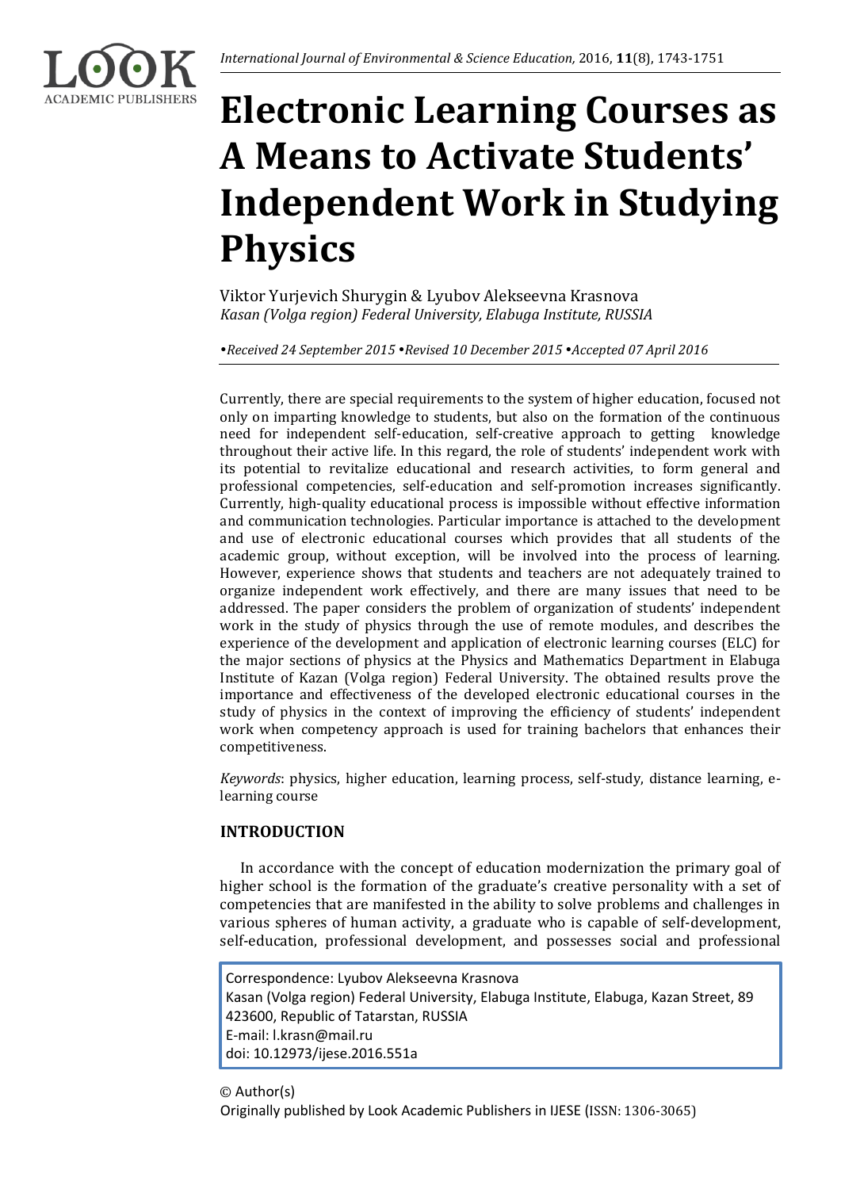# Electronic Learning Courses as A Means to Activate Students' Independent Work in Studying Physics

Viktor Yurjevich Shurygin & Lyubov Alekseevna Krasnova
*Kasan (Volga region) Federal University, Elabuga Institute, RUSSIA*

*•Received 24 September 2015 •Revised 10 December 2015 •Accepted 07 April 2016*

Currently, there are special requirements to the system of higher education, focused not only on imparting knowledge to students, but also on the formation of the continuous need for independent self-education, self-creative approach to getting knowledge throughout their active life. In this regard, the role of students' independent work with its potential to revitalize educational and research activities, to form general and professional competencies, self-education and self-promotion increases significantly. Currently, high-quality educational process is impossible without effective information and communication technologies. Particular importance is attached to the development and use of electronic educational courses which provides that all students of the academic group, without exception, will be involved into the process of learning. However, experience shows that students and teachers are not adequately trained to organize independent work effectively, and there are many issues that need to be addressed. The paper considers the problem of organization of students' independent work in the study of physics through the use of remote modules, and describes the experience of the development and application of electronic learning courses (ELC) for the major sections of physics at the Physics and Mathematics Department in Elabuga Institute of Kazan (Volga region) Federal University. The obtained results prove the importance and effectiveness of the developed electronic educational courses in the study of physics in the context of improving the efficiency of students' independent work when competency approach is used for training bachelors that enhances their competitiveness.

*Keywords*: physics, higher education, learning process, self-study, distance learning, e-learning course

## INTRODUCTION

In accordance with the concept of education modernization the primary goal of higher school is the formation of the graduate's creative personality with a set of competencies that are manifested in the ability to solve problems and challenges in various spheres of human activity, a graduate who is capable of self-development, self-education, professional development, and possesses social and professional

Correspondence: Lyubov Alekseevna Krasnova
Kasan (Volga region) Federal University, Elabuga Institute, Elabuga, Kazan Street, 89
423600, Republic of Tatarstan, RUSSIA
E-mail: l.krasn@mail.ru
doi: 10.12973/ijese.2016.551a

© Author(s)
Originally published by Look Academic Publishers in IJESE (ISSN: 1306-3065)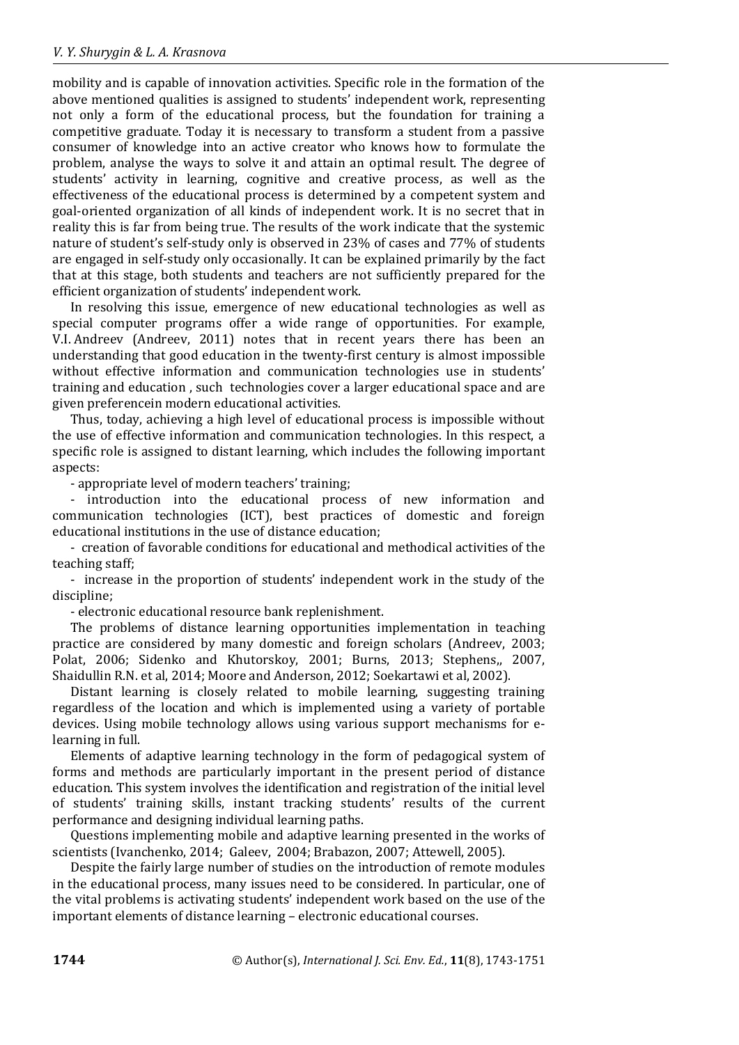mobility and is capable of innovation activities. Specific role in the formation of the above mentioned qualities is assigned to students' independent work, representing not only a form of the educational process, but the foundation for training a competitive graduate. Today it is necessary to transform a student from a passive consumer of knowledge into an active creator who knows how to formulate the problem, analyse the ways to solve it and attain an optimal result. The degree of students' activity in learning, cognitive and creative process, as well as the effectiveness of the educational process is determined by a competent system and goal-oriented organization of all kinds of independent work. It is no secret that in reality this is far from being true. The results of the work indicate that the systemic nature of student's self-study only is observed in 23% of cases and 77% of students are engaged in self-study only occasionally. It can be explained primarily by the fact that at this stage, both students and teachers are not sufficiently prepared for the efficient organization of students' independent work.

In resolving this issue, emergence of new educational technologies as well as special computer programs offer a wide range of opportunities. For example, V.I. Andreev (Andreev, 2011) notes that in recent years there has been an understanding that good education in the twenty-first century is almost impossible without effective information and communication technologies use in students' training and education , such technologies cover a larger educational space and are given preferencein modern educational activities.

Thus, today, achieving a high level of educational process is impossible without the use of effective information and communication technologies. In this respect, a specific role is assigned to distant learning, which includes the following important aspects:

- appropriate level of modern teachers' training;
- introduction into the educational process of new information and communication technologies (ICT), best practices of domestic and foreign educational institutions in the use of distance education;
- creation of favorable conditions for educational and methodical activities of the teaching staff;
- increase in the proportion of students' independent work in the study of the discipline;
- electronic educational resource bank replenishment.

The problems of distance learning opportunities implementation in teaching practice are considered by many domestic and foreign scholars (Andreev, 2003; Polat, 2006; Sidenko and Khutorskoy, 2001; Burns, 2013; Stephens,, 2007, Shaidullin R.N. et al, 2014; Moore and Anderson, 2012; Soekartawi et al, 2002).

Distant learning is closely related to mobile learning, suggesting training regardless of the location and which is implemented using a variety of portable devices. Using mobile technology allows using various support mechanisms for e-learning in full.

Elements of adaptive learning technology in the form of pedagogical system of forms and methods are particularly important in the present period of distance education. This system involves the identification and registration of the initial level of students' training skills, instant tracking students' results of the current performance and designing individual learning paths.

Questions implementing mobile and adaptive learning presented in the works of scientists (Ivanchenko, 2014; Galeev, 2004; Brabazon, 2007; Attewell, 2005).

Despite the fairly large number of studies on the introduction of remote modules in the educational process, many issues need to be considered. In particular, one of the vital problems is activating students' independent work based on the use of the important elements of distance learning – electronic educational courses.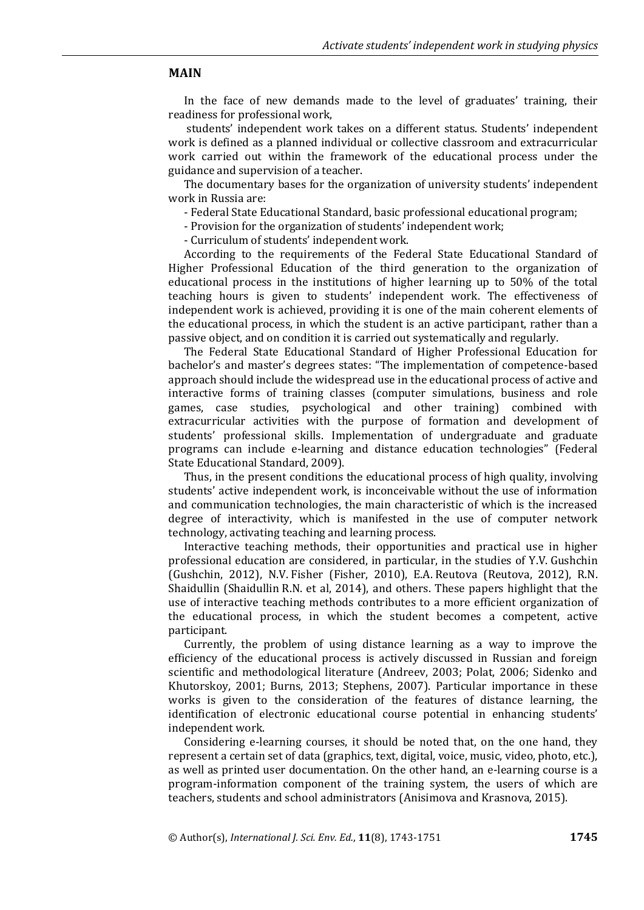## MAIN

In the face of new demands made to the level of graduates' training, their readiness for professional work,

students' independent work takes on a different status. Students' independent work is defined as a planned individual or collective classroom and extracurricular work carried out within the framework of the educational process under the guidance and supervision of a teacher.

The documentary bases for the organization of university students' independent work in Russia are:

- Federal State Educational Standard, basic professional educational program;
- Provision for the organization of students' independent work;
- Curriculum of students' independent work.

According to the requirements of the Federal State Educational Standard of Higher Professional Education of the third generation to the organization of educational process in the institutions of higher learning up to 50% of the total teaching hours is given to students' independent work. The effectiveness of independent work is achieved, providing it is one of the main coherent elements of the educational process, in which the student is an active participant, rather than a passive object, and on condition it is carried out systematically and regularly.

The Federal State Educational Standard of Higher Professional Education for bachelor's and master's degrees states: "The implementation of competence-based approach should include the widespread use in the educational process of active and interactive forms of training classes (computer simulations, business and role games, case studies, psychological and other training) combined with extracurricular activities with the purpose of formation and development of students' professional skills. Implementation of undergraduate and graduate programs can include e-learning and distance education technologies" (Federal State Educational Standard, 2009).

Thus, in the present conditions the educational process of high quality, involving students' active independent work, is inconceivable without the use of information and communication technologies, the main characteristic of which is the increased degree of interactivity, which is manifested in the use of computer network technology, activating teaching and learning process.

Interactive teaching methods, their opportunities and practical use in higher professional education are considered, in particular, in the studies of Y.V. Gushchin (Gushchin, 2012), N.V. Fisher (Fisher, 2010), E.A. Reutova (Reutova, 2012), R.N. Shaidullin (Shaidullin R.N. et al, 2014), and others. These papers highlight that the use of interactive teaching methods contributes to a more efficient organization of the educational process, in which the student becomes a competent, active participant.

Currently, the problem of using distance learning as a way to improve the efficiency of the educational process is actively discussed in Russian and foreign scientific and methodological literature (Andreev, 2003; Polat, 2006; Sidenko and Khutorskoy, 2001; Burns, 2013; Stephens, 2007). Particular importance in these works is given to the consideration of the features of distance learning, the identification of electronic educational course potential in enhancing students' independent work.

Considering e-learning courses, it should be noted that, on the one hand, they represent a certain set of data (graphics, text, digital, voice, music, video, photo, etc.), as well as printed user documentation. On the other hand, an e-learning course is a program-information component of the training system, the users of which are teachers, students and school administrators (Anisimova and Krasnova, 2015).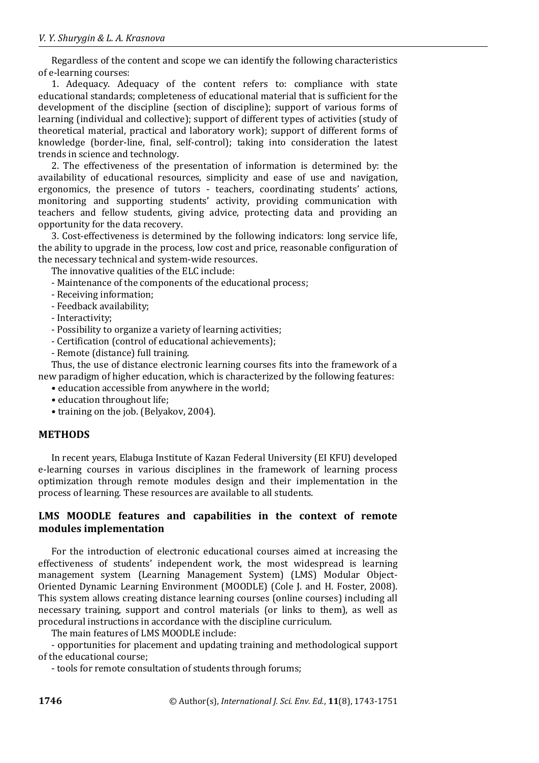Regardless of the content and scope we can identify the following characteristics of e-learning courses:

1. Adequacy. Adequacy of the content refers to: compliance with state educational standards; completeness of educational material that is sufficient for the development of the discipline (section of discipline); support of various forms of learning (individual and collective); support of different types of activities (study of theoretical material, practical and laboratory work); support of different forms of knowledge (border-line, final, self-control); taking into consideration the latest trends in science and technology.

2. The effectiveness of the presentation of information is determined by: the availability of educational resources, simplicity and ease of use and navigation, ergonomics, the presence of tutors - teachers, coordinating students' actions, monitoring and supporting students' activity, providing communication with teachers and fellow students, giving advice, protecting data and providing an opportunity for the data recovery.

3. Cost-effectiveness is determined by the following indicators: long service life, the ability to upgrade in the process, low cost and price, reasonable configuration of the necessary technical and system-wide resources.

The innovative qualities of the ELC include:

- Maintenance of the components of the educational process;
- Receiving information;
- Feedback availability;
- Interactivity;
- Possibility to organize a variety of learning activities;
- Certification (control of educational achievements);
- Remote (distance) full training.

Thus, the use of distance electronic learning courses fits into the framework of a new paradigm of higher education, which is characterized by the following features:

- education accessible from anywhere in the world;
- education throughout life;
- training on the job. (Belyakov, 2004).

## METHODS

In recent years, Elabuga Institute of Kazan Federal University (EI KFU) developed e-learning courses in various disciplines in the framework of learning process optimization through remote modules design and their implementation in the process of learning. These resources are available to all students.

## LMS MOODLE features and capabilities in the context of remote modules implementation

For the introduction of electronic educational courses aimed at increasing the effectiveness of students' independent work, the most widespread is learning management system (Learning Management System) (LMS) Modular Object-Oriented Dynamic Learning Environment (MOODLE) (Cole J. and H. Foster, 2008). This system allows creating distance learning courses (online courses) including all necessary training, support and control materials (or links to them), as well as procedural instructions in accordance with the discipline curriculum.

The main features of LMS MOODLE include:

- opportunities for placement and updating training and methodological support of the educational course;
- tools for remote consultation of students through forums;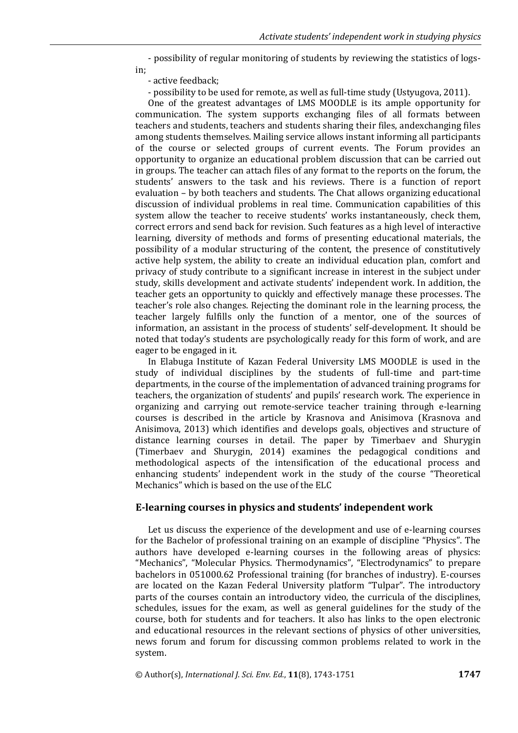- possibility of regular monitoring of students by reviewing the statistics of logs-in;

- active feedback;

- possibility to be used for remote, as well as full-time study (Ustyugova, 2011).

One of the greatest advantages of LMS MOODLE is its ample opportunity for communication. The system supports exchanging files of all formats between teachers and students, teachers and students sharing their files, andexchanging files among students themselves. Mailing service allows instant informing all participants of the course or selected groups of current events. The Forum provides an opportunity to organize an educational problem discussion that can be carried out in groups. The teacher can attach files of any format to the reports on the forum, the students' answers to the task and his reviews. There is a function of report evaluation – by both teachers and students. The Chat allows organizing educational discussion of individual problems in real time. Communication capabilities of this system allow the teacher to receive students' works instantaneously, check them, correct errors and send back for revision. Such features as a high level of interactive learning, diversity of methods and forms of presenting educational materials, the possibility of a modular structuring of the content, the presence of constitutively active help system, the ability to create an individual education plan, comfort and privacy of study contribute to a significant increase in interest in the subject under study, skills development and activate students' independent work. In addition, the teacher gets an opportunity to quickly and effectively manage these processes. The teacher's role also changes. Rejecting the dominant role in the learning process, the teacher largely fulfills only the function of a mentor, one of the sources of information, an assistant in the process of students' self-development. It should be noted that today's students are psychologically ready for this form of work, and are eager to be engaged in it.

In Elabuga Institute of Kazan Federal University LMS MOODLE is used in the study of individual disciplines by the students of full-time and part-time departments, in the course of the implementation of advanced training programs for teachers, the organization of students' and pupils' research work. The experience in organizing and carrying out remote-service teacher training through e-learning courses is described in the article by Krasnova and Anisimova (Krasnova and Anisimova, 2013) which identifies and develops goals, objectives and structure of distance learning courses in detail. The paper by Timerbaev and Shurygin (Timerbaev and Shurygin, 2014) examines the pedagogical conditions and methodological aspects of the intensification of the educational process and enhancing students' independent work in the study of the course "Theoretical Mechanics" which is based on the use of the ELC

## E-learning courses in physics and students' independent work

Let us discuss the experience of the development and use of e-learning courses for the Bachelor of professional training on an example of discipline "Physics". The authors have developed e-learning courses in the following areas of physics: "Mechanics", "Molecular Physics. Thermodynamics", "Electrodynamics" to prepare bachelors in 051000.62 Professional training (for branches of industry). E-courses are located on the Kazan Federal University platform "Tulpar". The introductory parts of the courses contain an introductory video, the curricula of the disciplines, schedules, issues for the exam, as well as general guidelines for the study of the course, both for students and for teachers. It also has links to the open electronic and educational resources in the relevant sections of physics of other universities, news forum and forum for discussing common problems related to work in the system.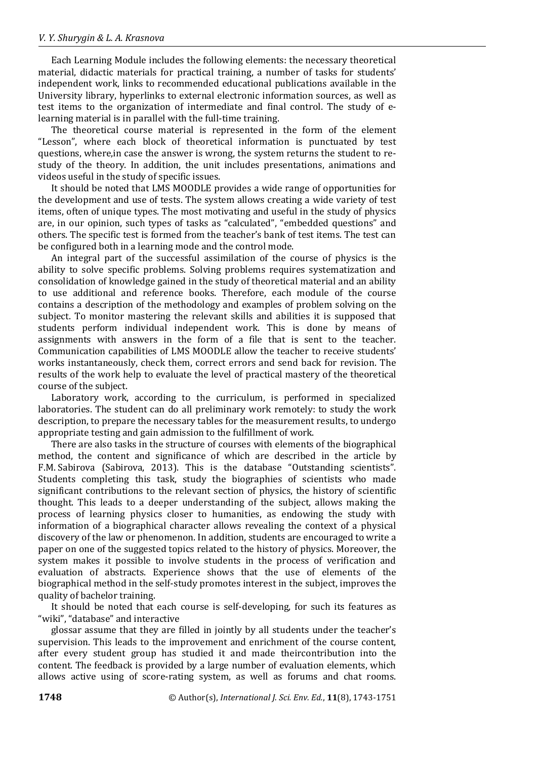Each Learning Module includes the following elements: the necessary theoretical material, didactic materials for practical training, a number of tasks for students' independent work, links to recommended educational publications available in the University library, hyperlinks to external electronic information sources, as well as test items to the organization of intermediate and final control. The study of e-learning material is in parallel with the full-time training.

The theoretical course material is represented in the form of the element "Lesson", where each block of theoretical information is punctuated by test questions, where,in case the answer is wrong, the system returns the student to re-study of the theory. In addition, the unit includes presentations, animations and videos useful in the study of specific issues.

It should be noted that LMS MOODLE provides a wide range of opportunities for the development and use of tests. The system allows creating a wide variety of test items, often of unique types. The most motivating and useful in the study of physics are, in our opinion, such types of tasks as "calculated", "embedded questions" and others. The specific test is formed from the teacher's bank of test items. The test can be configured both in a learning mode and the control mode.

An integral part of the successful assimilation of the course of physics is the ability to solve specific problems. Solving problems requires systematization and consolidation of knowledge gained in the study of theoretical material and an ability to use additional and reference books. Therefore, each module of the course contains a description of the methodology and examples of problem solving on the subject. To monitor mastering the relevant skills and abilities it is supposed that students perform individual independent work. This is done by means of assignments with answers in the form of a file that is sent to the teacher. Communication capabilities of LMS MOODLE allow the teacher to receive students' works instantaneously, check them, correct errors and send back for revision. The results of the work help to evaluate the level of practical mastery of the theoretical course of the subject.

Laboratory work, according to the curriculum, is performed in specialized laboratories. The student can do all preliminary work remotely: to study the work description, to prepare the necessary tables for the measurement results, to undergo appropriate testing and gain admission to the fulfillment of work.

There are also tasks in the structure of courses with elements of the biographical method, the content and significance of which are described in the article by F.M. Sabirova (Sabirova, 2013). This is the database "Outstanding scientists". Students completing this task, study the biographies of scientists who made significant contributions to the relevant section of physics, the history of scientific thought. This leads to a deeper understanding of the subject, allows making the process of learning physics closer to humanities, as endowing the study with information of a biographical character allows revealing the context of a physical discovery of the law or phenomenon. In addition, students are encouraged to write a paper on one of the suggested topics related to the history of physics. Moreover, the system makes it possible to involve students in the process of verification and evaluation of abstracts. Experience shows that the use of elements of the biographical method in the self-study promotes interest in the subject, improves the quality of bachelor training.

It should be noted that each course is self-developing, for such its features as "wiki", "database" and interactive

glossar assume that they are filled in jointly by all students under the teacher's supervision. This leads to the improvement and enrichment of the course content, after every student group has studied it and made theircontribution into the content. The feedback is provided by a large number of evaluation elements, which allows active using of score-rating system, as well as forums and chat rooms.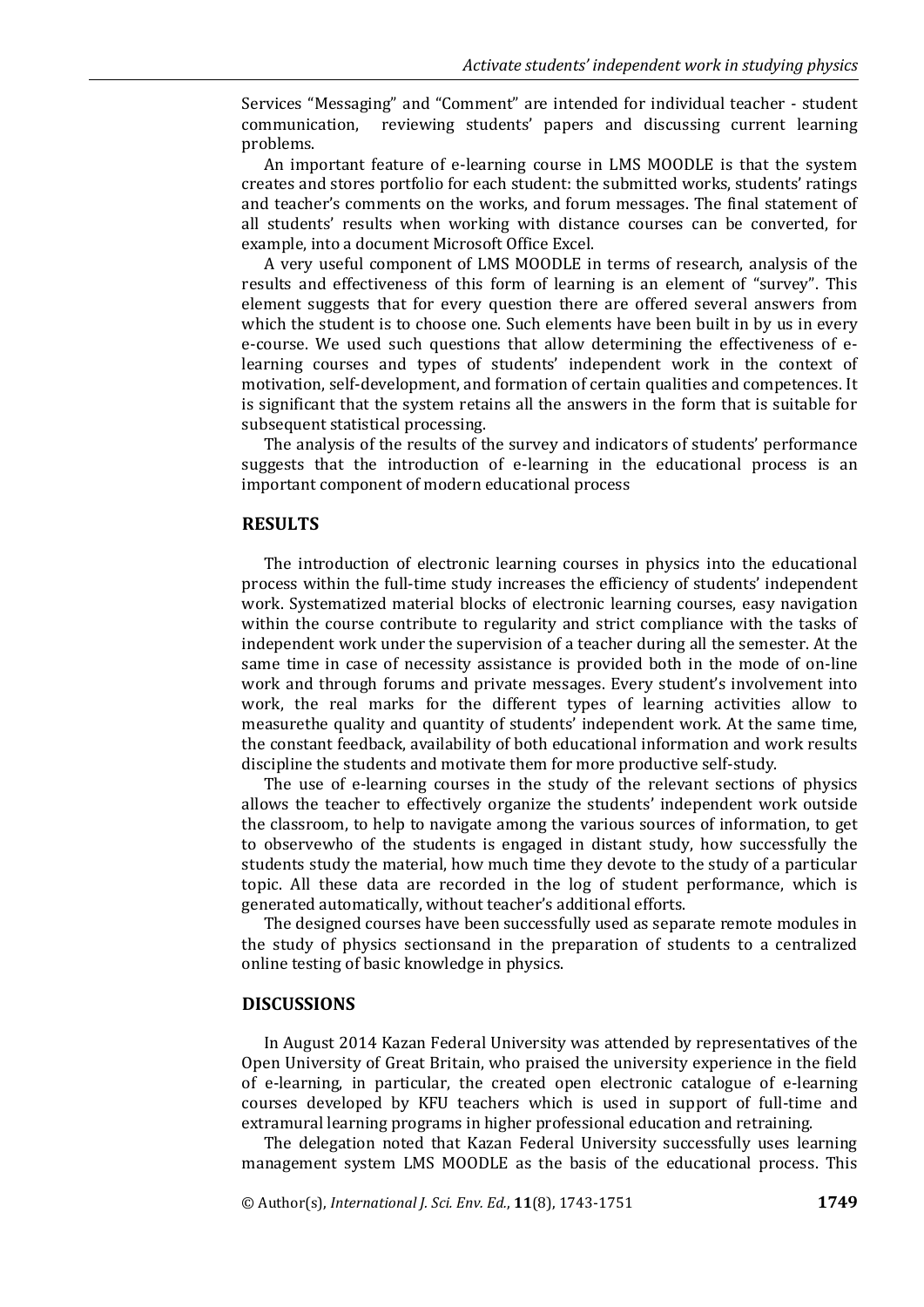Services “Messaging” and “Comment” are intended for individual teacher - student communication, reviewing students’ papers and discussing current learning problems.

An important feature of e-learning course in LMS MOODLE is that the system creates and stores portfolio for each student: the submitted works, students’ ratings and teacher’s comments on the works, and forum messages. The final statement of all students’ results when working with distance courses can be converted, for example, into a document Microsoft Office Excel.

A very useful component of LMS MOODLE in terms of research, analysis of the results and effectiveness of this form of learning is an element of “survey”. This element suggests that for every question there are offered several answers from which the student is to choose one. Such elements have been built in by us in every e-course. We used such questions that allow determining the effectiveness of e-learning courses and types of students’ independent work in the context of motivation, self-development, and formation of certain qualities and competences. It is significant that the system retains all the answers in the form that is suitable for subsequent statistical processing.

The analysis of the results of the survey and indicators of students’ performance suggests that the introduction of e-learning in the educational process is an important component of modern educational process

## RESULTS

The introduction of electronic learning courses in physics into the educational process within the full-time study increases the efficiency of students’ independent work. Systematized material blocks of electronic learning courses, easy navigation within the course contribute to regularity and strict compliance with the tasks of independent work under the supervision of a teacher during all the semester. At the same time in case of necessity assistance is provided both in the mode of on-line work and through forums and private messages. Every student’s involvement into work, the real marks for the different types of learning activities allow to measurethe quality and quantity of students’ independent work. At the same time, the constant feedback, availability of both educational information and work results discipline the students and motivate them for more productive self-study.

The use of e-learning courses in the study of the relevant sections of physics allows the teacher to effectively organize the students’ independent work outside the classroom, to help to navigate among the various sources of information, to get to observewho of the students is engaged in distant study, how successfully the students study the material, how much time they devote to the study of a particular topic. All these data are recorded in the log of student performance, which is generated automatically, without teacher’s additional efforts.

The designed courses have been successfully used as separate remote modules in the study of physics sectionsand in the preparation of students to a centralized online testing of basic knowledge in physics.

## DISCUSSIONS

In August 2014 Kazan Federal University was attended by representatives of the Open University of Great Britain, who praised the university experience in the field of e-learning, in particular, the created open electronic catalogue of e-learning courses developed by KFU teachers which is used in support of full-time and extramural learning programs in higher professional education and retraining.

The delegation noted that Kazan Federal University successfully uses learning management system LMS MOODLE as the basis of the educational process. This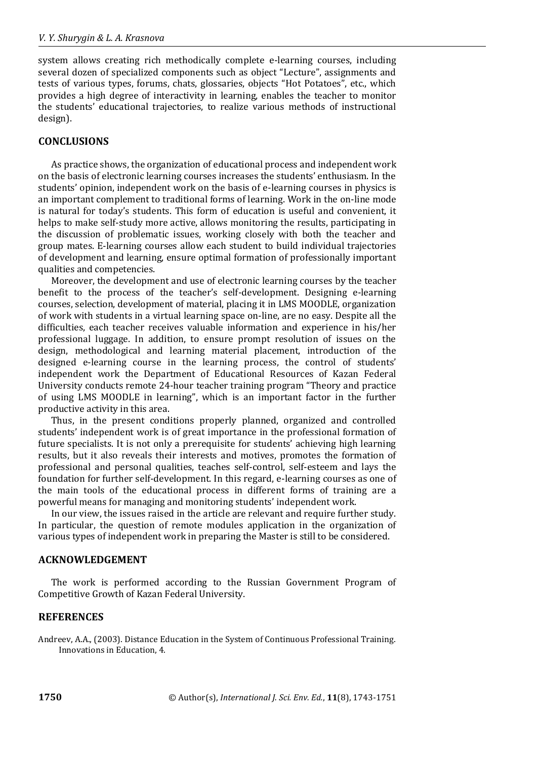system allows creating rich methodically complete e-learning courses, including several dozen of specialized components such as object "Lecture", assignments and tests of various types, forums, chats, glossaries, objects "Hot Potatoes", etc., which provides a high degree of interactivity in learning, enables the teacher to monitor the students' educational trajectories, to realize various methods of instructional design).

## CONCLUSIONS

As practice shows, the organization of educational process and independent work on the basis of electronic learning courses increases the students' enthusiasm. In the students' opinion, independent work on the basis of e-learning courses in physics is an important complement to traditional forms of learning. Work in the on-line mode is natural for today's students. This form of education is useful and convenient, it helps to make self-study more active, allows monitoring the results, participating in the discussion of problematic issues, working closely with both the teacher and group mates. E-learning courses allow each student to build individual trajectories of development and learning, ensure optimal formation of professionally important qualities and competencies.

Moreover, the development and use of electronic learning courses by the teacher benefit to the process of the teacher's self-development. Designing e-learning courses, selection, development of material, placing it in LMS MOODLE, organization of work with students in a virtual learning space on-line, are no easy. Despite all the difficulties, each teacher receives valuable information and experience in his/her professional luggage. In addition, to ensure prompt resolution of issues on the design, methodological and learning material placement, introduction of the designed e-learning course in the learning process, the control of students' independent work the Department of Educational Resources of Kazan Federal University conducts remote 24-hour teacher training program "Theory and practice of using LMS MOODLE in learning", which is an important factor in the further productive activity in this area.

Thus, in the present conditions properly planned, organized and controlled students' independent work is of great importance in the professional formation of future specialists. It is not only a prerequisite for students' achieving high learning results, but it also reveals their interests and motives, promotes the formation of professional and personal qualities, teaches self-control, self-esteem and lays the foundation for further self-development. In this regard, e-learning courses as one of the main tools of the educational process in different forms of training are a powerful means for managing and monitoring students' independent work.

In our view, the issues raised in the article are relevant and require further study. In particular, the question of remote modules application in the organization of various types of independent work in preparing the Master is still to be considered.

## ACKNOWLEDGEMENT

The work is performed according to the Russian Government Program of Competitive Growth of Kazan Federal University.

## REFERENCES

Andreev, A.A., (2003). Distance Education in the System of Continuous Professional Training. Innovations in Education, 4.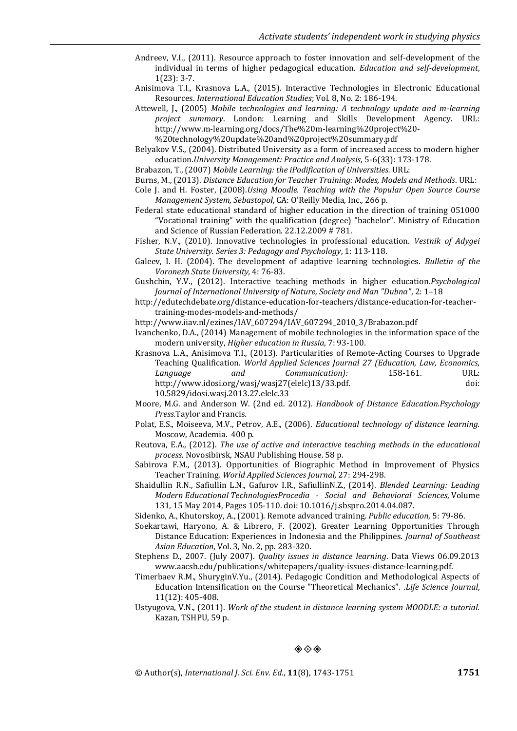Andreev, V.I., (2011). Resource approach to foster innovation and self-development of the individual in terms of higher pedagogical education. *Education and self-development*, 1(23): 3-7.

Anisimova T.I., Krasnova L.A., (2015). Interactive Technologies in Electronic Educational Resources. *International Education Studies*; Vol. 8, No. 2: 186-194.

Attewell, J., (2005) *Mobile technologies and learning: A technology update and m-learning project summary*. London: Learning and Skills Development Agency. URL: http://www.m-learning.org/docs/The%20m-learning%20project%20-%20technology%20update%20and%20project%20summary.pdf

Belyakov V.S., (2004). Distributed University as a form of increased access to modern higher education.*University Management: Practice and Analysis,* 5-6(33): 173-178.

Brabazon, T., (2007) *Mobile Learning: the iPodification of Universities.* URL:

Burns, M., (2013). *Distance Education for Teacher Training: Modes, Models and Methods*. URL:

Cole J. and H. Foster, (2008).*Using Moodle. Teaching with the Popular Open Source Course Management System, Sebastopol*, CA: O'Reilly Media, Inc., 266 p.

Federal state educational standard of higher education in the direction of training 051000 "Vocational training" with the qualification (degree) "bachelor". Ministry of Education and Science of Russian Federation. 22.12.2009 # 781.

Fisher, N.V., (2010). Innovative technologies in professional education. *Vestnik of Adygei State University. Series 3: Pedagogy and Psychology*, 1: 113-118.

Galeev, I. H. (2004). The development of adaptive learning technologies. *Bulletin of the Voronezh State University,* 4: 76-83.

Gushchin, Y.V., (2012). Interactive teaching methods in higher education.*Psychological Journal of International University of Nature, Society and Man "Dubna"*, 2: 1–18

http://edutechdebate.org/distance-education-for-teachers/distance-education-for-teacher-training-modes-models-and-methods/

http://www.iiav.nl/ezines/IAV_607294/IAV_607294_2010_3/Brabazon.pdf

Ivanchenko, D.A., (2014) Management of mobile technologies in the information space of the modern university, *Higher education in Russia*, 7: 93-100.

Krasnova L.A., Anisimova T.I., (2013). Particularities of Remote-Acting Courses to Upgrade Teaching Qualification. *World Applied Sciences Journal 27 (Education, Law, Economics, Language and Communication):* 158-161. URL: http://www.idosi.org/wasj/wasj27(elelc)13/33.pdf. doi: 10.5829/idosi.wasj.2013.27.elelc.33

Moore, M.G. and Anderson W. (2nd ed. 2012). *Handbook of Distance Education.Psychology Press.*Taylor and Francis.

Polat, E.S., Moiseeva, M.V., Petrov, A.E., (2006). *Educational technology of distance learning.* Moscow, Academia. 400 p.

Reutova, E.A., (2012). *The use of active and interactive teaching methods in the educational process*. Novosibirsk, NSAU Publishing House. 58 p.

Sabirova F.M., (2013). Opportunities of Biographic Method in Improvement of Physics Teacher Training. *World Applied Sciences Journal,* 27: 294-298.

Shaidullin R.N., Safiullin L.N., Gafurov I.R., SafiullinN.Z., (2014). *Blended Learning: Leading Modern Educational TechnologiesProcedia - Social and Behavioral Sciences*, Volume 131, 15 May 2014, Pages 105-110. doi: 10.1016/j.sbspro.2014.04.087.

Sidenko, A., Khutorskoy, A., (2001). Remote advanced training. *Public education*, 5: 79-86.

Soekartawi, Haryono, A. & Librero, F. (2002). Greater Learning Opportunities Through Distance Education: Experiences in Indonesia and the Philippines. *Journal of Southeast Asian Education*, Vol. 3, No. 2, pp. 283-320.

Stephens D., 2007. (July 2007). *Quality issues in distance learning*. Data Views 06.09.2013 www.aacsb.edu/publications/whitepapers/quality-issues-distance-learning.pdf.

Timerbaev R.M., ShuryginV.Yu., (2014). Pedagogic Condition and Methodological Aspects of Education Intensification on the Course "Theoretical Mechanics". .*Life Science Journal*, 11(12): 405-408.

Ustyugova, V.N., (2011). *Work of the student in distance learning system MOODLE: a tutorial.* Kazan, TSHPU, 59 p.

◈◇◈